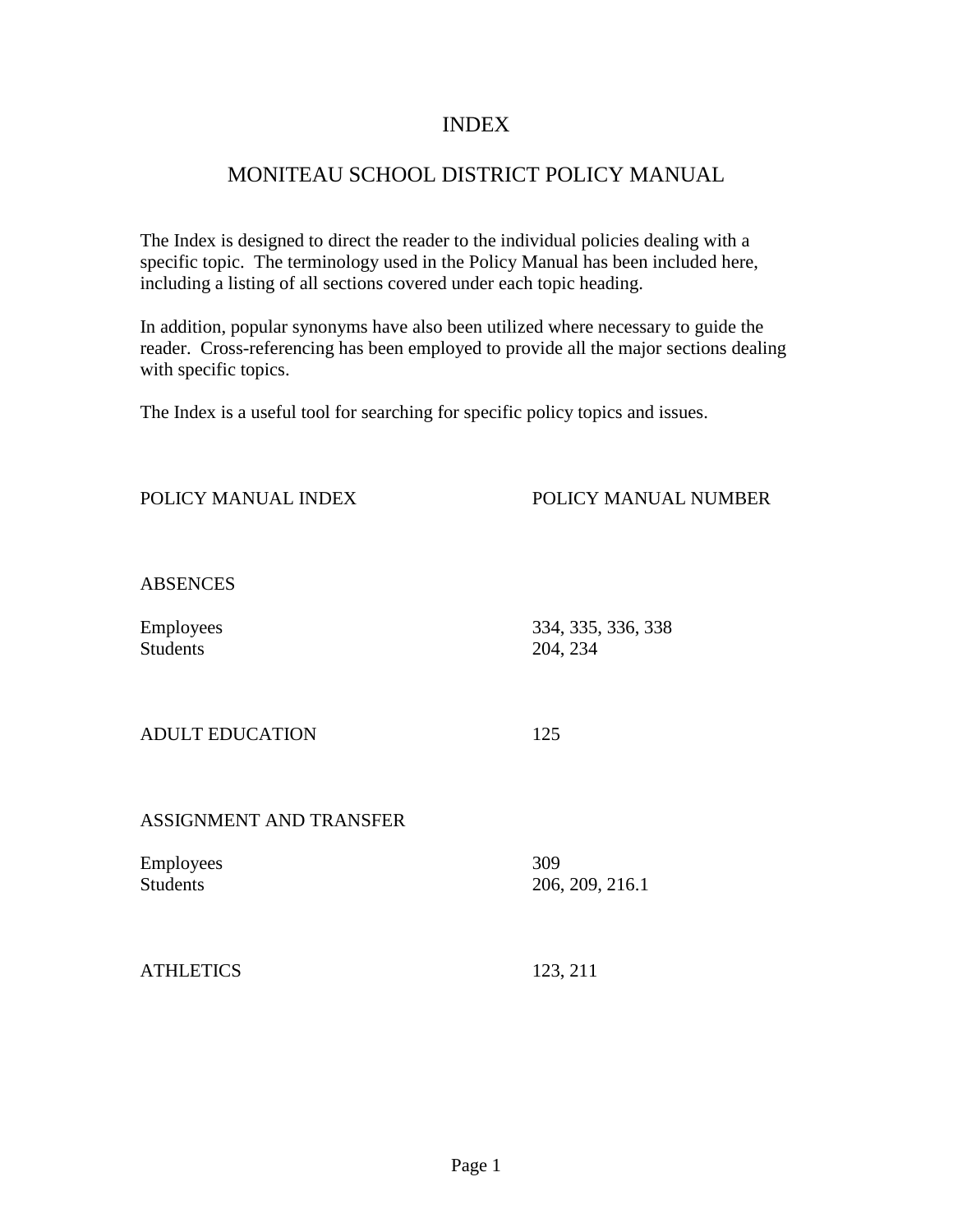# INDEX

## MONITEAU SCHOOL DISTRICT POLICY MANUAL

The Index is designed to direct the reader to the individual policies dealing with a specific topic. The terminology used in the Policy Manual has been included here, including a listing of all sections covered under each topic heading.

In addition, popular synonyms have also been utilized where necessary to guide the reader. Cross-referencing has been employed to provide all the major sections dealing with specific topics.

The Index is a useful tool for searching for specific policy topics and issues.

| POLICY MANUAL INDEX | POLICY MANUAL NUMBER |
|---|---|
| ABSENCES | |
| Employees | 334, 335, 336, 338 |
| Students | 204, 234 |
| ADULT EDUCATION | 125 |
| ASSIGNMENT AND TRANSFER | |
| Employees | 309 |
| Students | 206, 209, 216.1 |
| ATHLETICS | 123, 211 |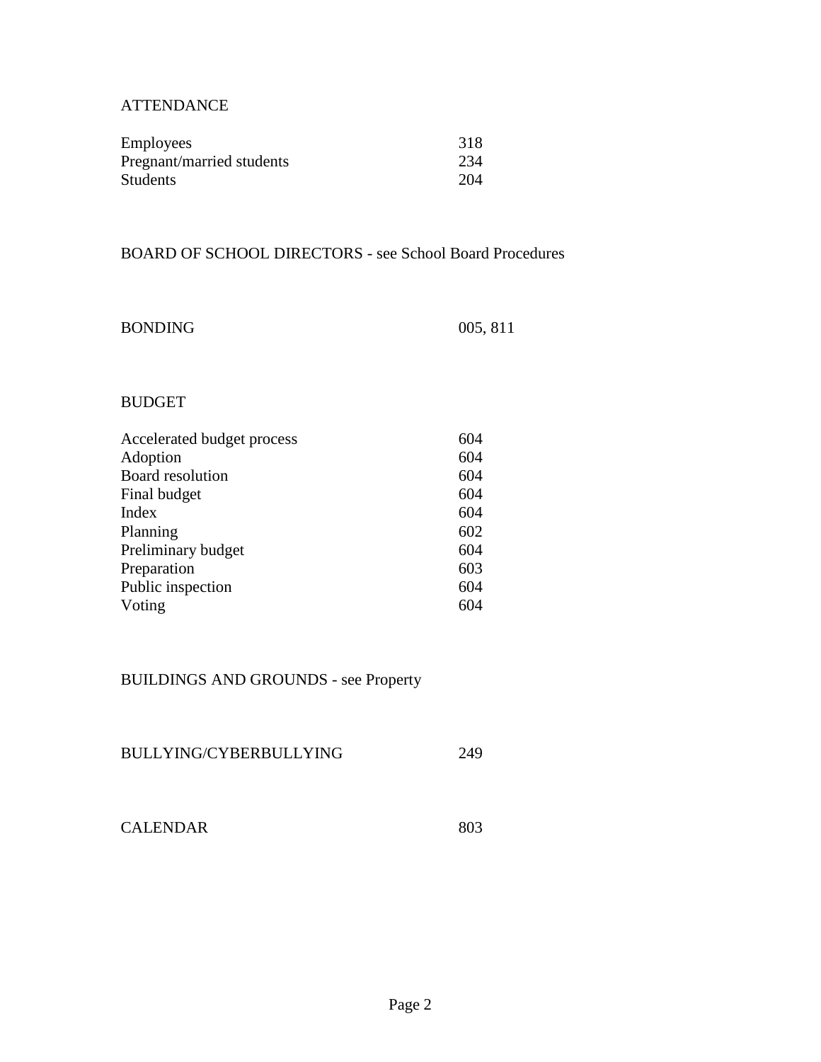## ATTENDANCE

| | |
|---|---|
| Employees | 318 |
| Pregnant/married students | 234 |
| Students | 204 |

## BOARD OF SCHOOL DIRECTORS - see School Board Procedures

| | |
|---|---|
| BONDING | 005, 811 |

## BUDGET

| | |
|---|---|
| Accelerated budget process | 604 |
| Adoption | 604 |
| Board resolution | 604 |
| Final budget | 604 |
| Index | 604 |
| Planning | 602 |
| Preliminary budget | 604 |
| Preparation | 603 |
| Public inspection | 604 |
| Voting | 604 |

## BUILDINGS AND GROUNDS - see Property

| | |
|---|---|
| BULLYING/CYBERBULLYING | 249 |

| | |
|---|---|
| CALENDAR | 803 |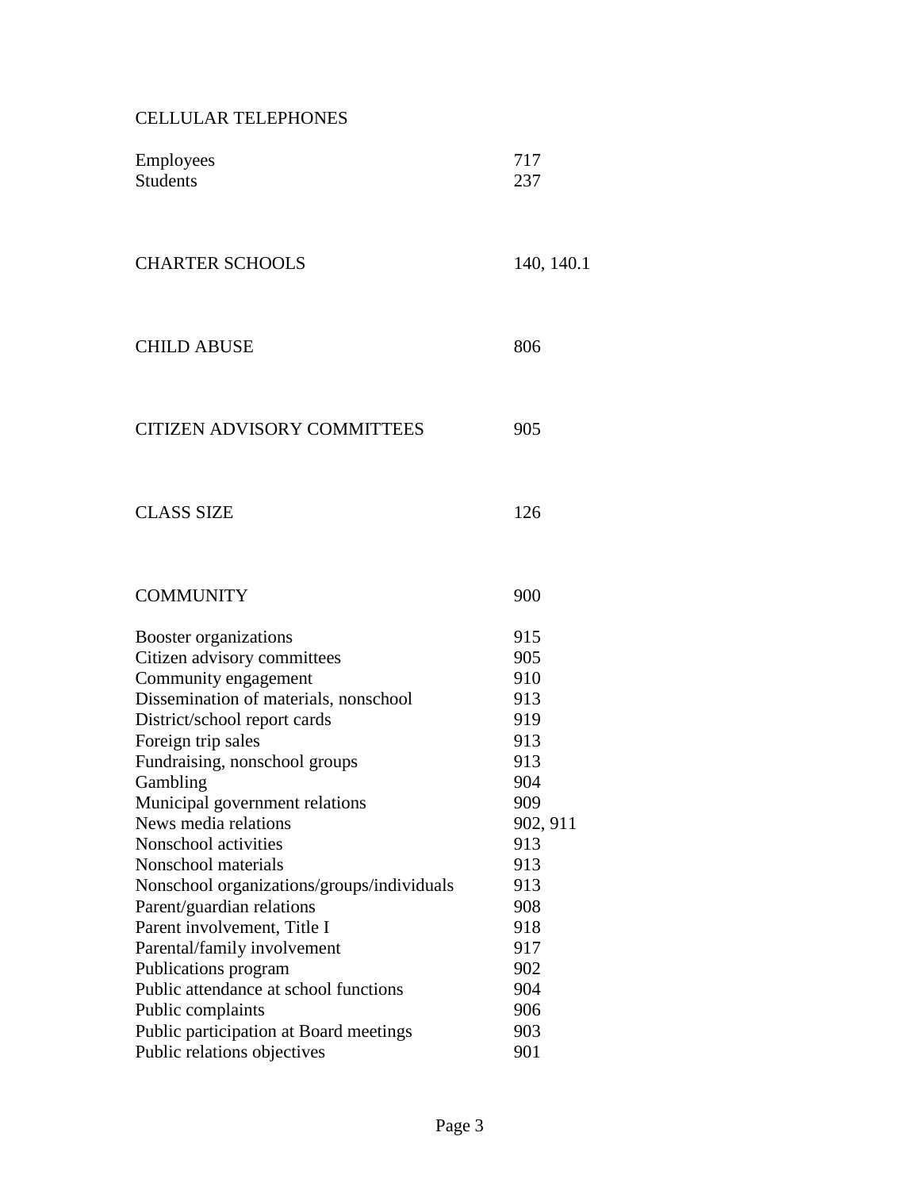CELLULAR TELEPHONES

| | |
|---|---|
| Employees | 717 |
| Students | 237 |

| | |
|---|---|
| CHARTER SCHOOLS | 140, 140.1 |

| | |
|---|---|
| CHILD ABUSE | 806 |

| | |
|---|---|
| CITIZEN ADVISORY COMMITTEES | 905 |

| | |
|---|---|
| CLASS SIZE | 126 |

| | |
|---|---|
| COMMUNITY | 900 |

| | |
|---|---|
| Booster organizations | 915 |
| Citizen advisory committees | 905 |
| Community engagement | 910 |
| Dissemination of materials, nonschool | 913 |
| District/school report cards | 919 |
| Foreign trip sales | 913 |
| Fundraising, nonschool groups | 913 |
| Gambling | 904 |
| Municipal government relations | 909 |
| News media relations | 902, 911 |
| Nonschool activities | 913 |
| Nonschool materials | 913 |
| Nonschool organizations/groups/individuals | 913 |
| Parent/guardian relations | 908 |
| Parent involvement, Title I | 918 |
| Parental/family involvement | 917 |
| Publications program | 902 |
| Public attendance at school functions | 904 |
| Public complaints | 906 |
| Public participation at Board meetings | 903 |
| Public relations objectives | 901 |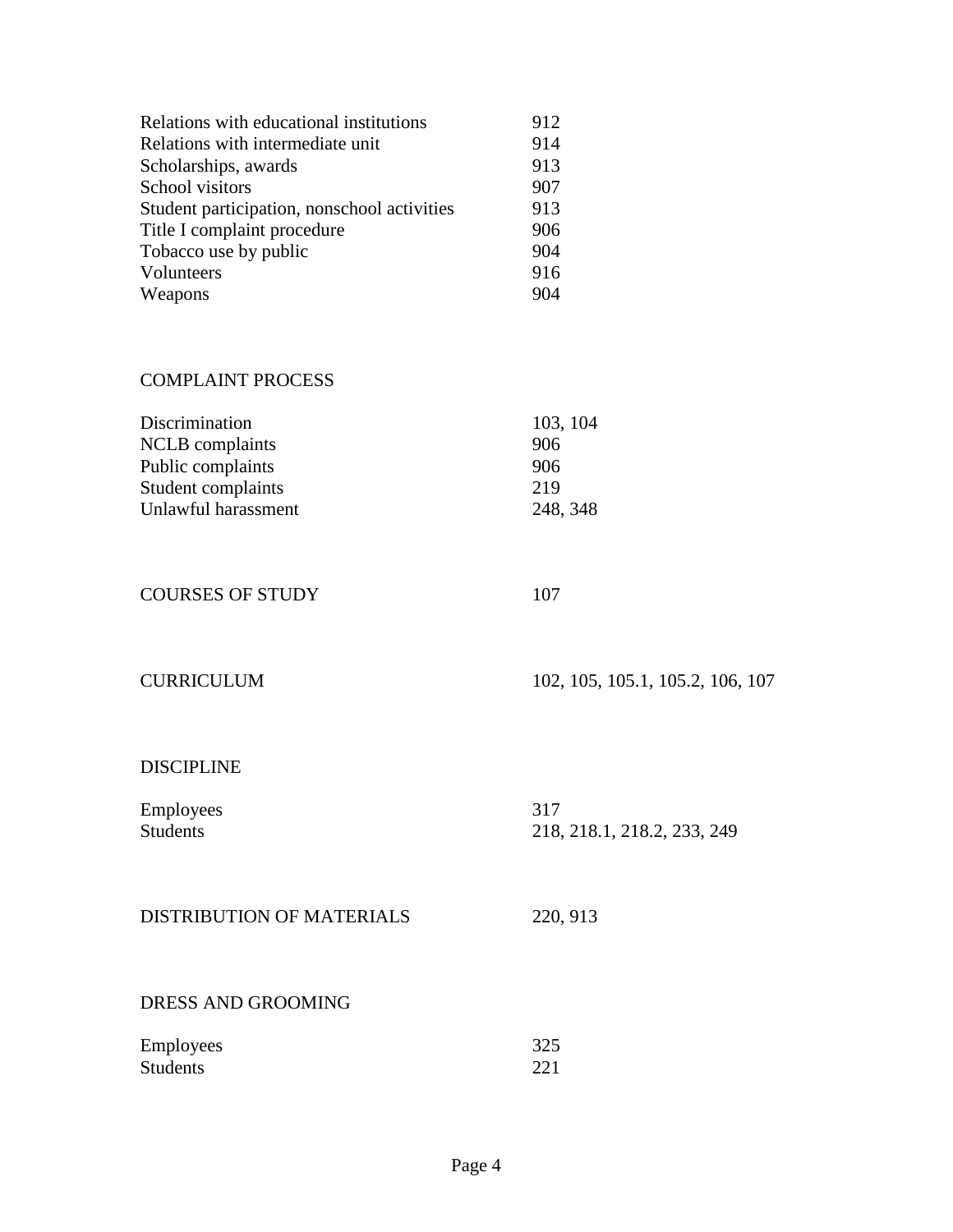| | |
|---|---|
| Relations with educational institutions | 912 |
| Relations with intermediate unit | 914 |
| Scholarships, awards | 913 |
| School visitors | 907 |
| Student participation, nonschool activities | 913 |
| Title I complaint procedure | 906 |
| Tobacco use by public | 904 |
| Volunteers | 916 |
| Weapons | 904 |

COMPLAINT PROCESS

| | |
|---|---|
| Discrimination | 103, 104 |
| NCLB complaints | 906 |
| Public complaints | 906 |
| Student complaints | 219 |
| Unlawful harassment | 248, 348 |

| | |
|---|---|
| COURSES OF STUDY | 107 |

| | |
|---|---|
| CURRICULUM | 102, 105, 105.1, 105.2, 106, 107 |

DISCIPLINE

| | |
|---|---|
| Employees | 317 |
| Students | 218, 218.1, 218.2, 233, 249 |

| | |
|---|---|
| DISTRIBUTION OF MATERIALS | 220, 913 |

DRESS AND GROOMING

| | |
|---|---|
| Employees | 325 |
| Students | 221 |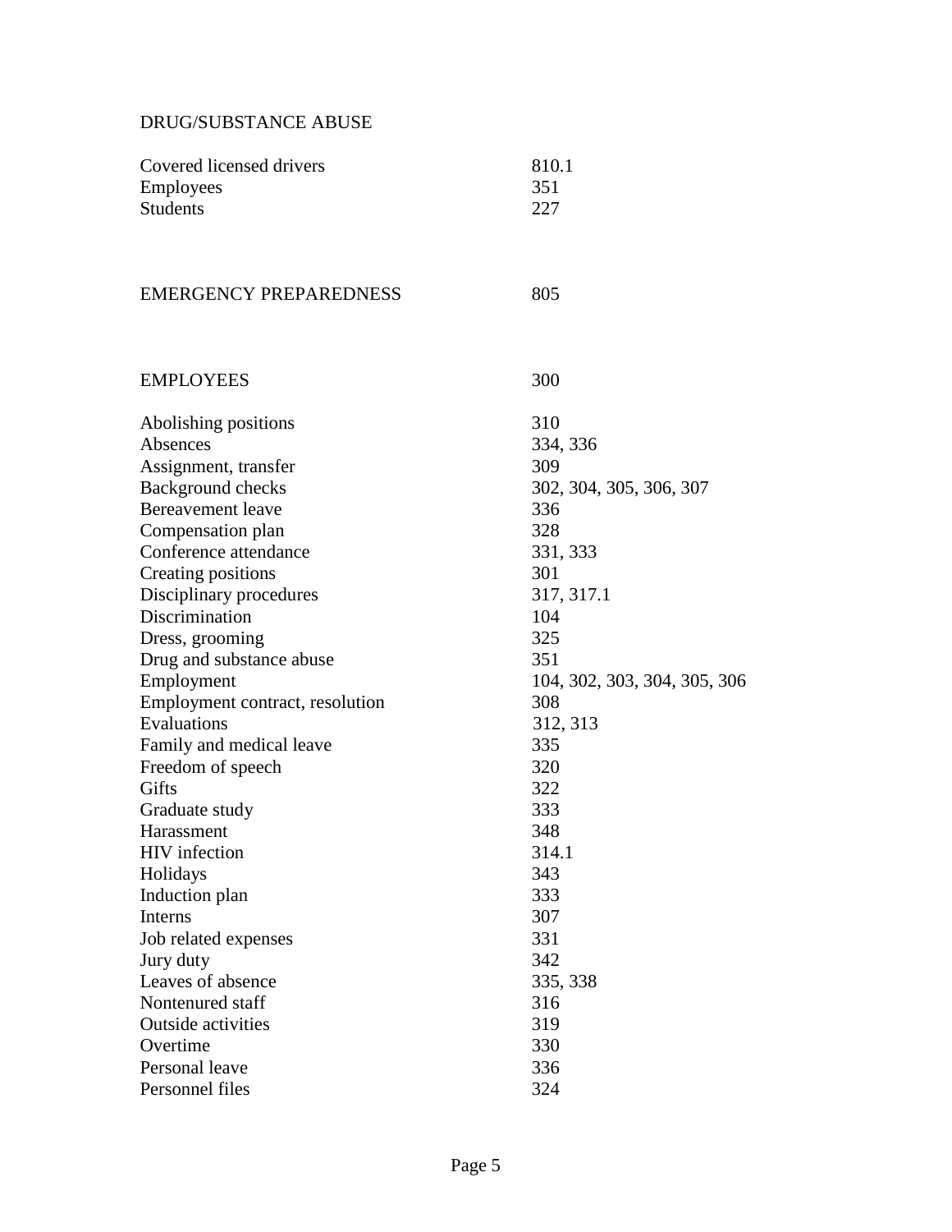DRUG/SUBSTANCE ABUSE

| | |
|---|---|
| Covered licensed drivers | 810.1 |
| Employees | 351 |
| Students | 227 |

EMERGENCY PREPAREDNESS 805

EMPLOYEES 300

| | |
|---|---|
| Abolishing positions | 310 |
| Absences | 334, 336 |
| Assignment, transfer | 309 |
| Background checks | 302, 304, 305, 306, 307 |
| Bereavement leave | 336 |
| Compensation plan | 328 |
| Conference attendance | 331, 333 |
| Creating positions | 301 |
| Disciplinary procedures | 317, 317.1 |
| Discrimination | 104 |
| Dress, grooming | 325 |
| Drug and substance abuse | 351 |
| Employment | 104, 302, 303, 304, 305, 306 |
| Employment contract, resolution | 308 |
| Evaluations | 312, 313 |
| Family and medical leave | 335 |
| Freedom of speech | 320 |
| Gifts | 322 |
| Graduate study | 333 |
| Harassment | 348 |
| HIV infection | 314.1 |
| Holidays | 343 |
| Induction plan | 333 |
| Interns | 307 |
| Job related expenses | 331 |
| Jury duty | 342 |
| Leaves of absence | 335, 338 |
| Nontenured staff | 316 |
| Outside activities | 319 |
| Overtime | 330 |
| Personal leave | 336 |
| Personnel files | 324 |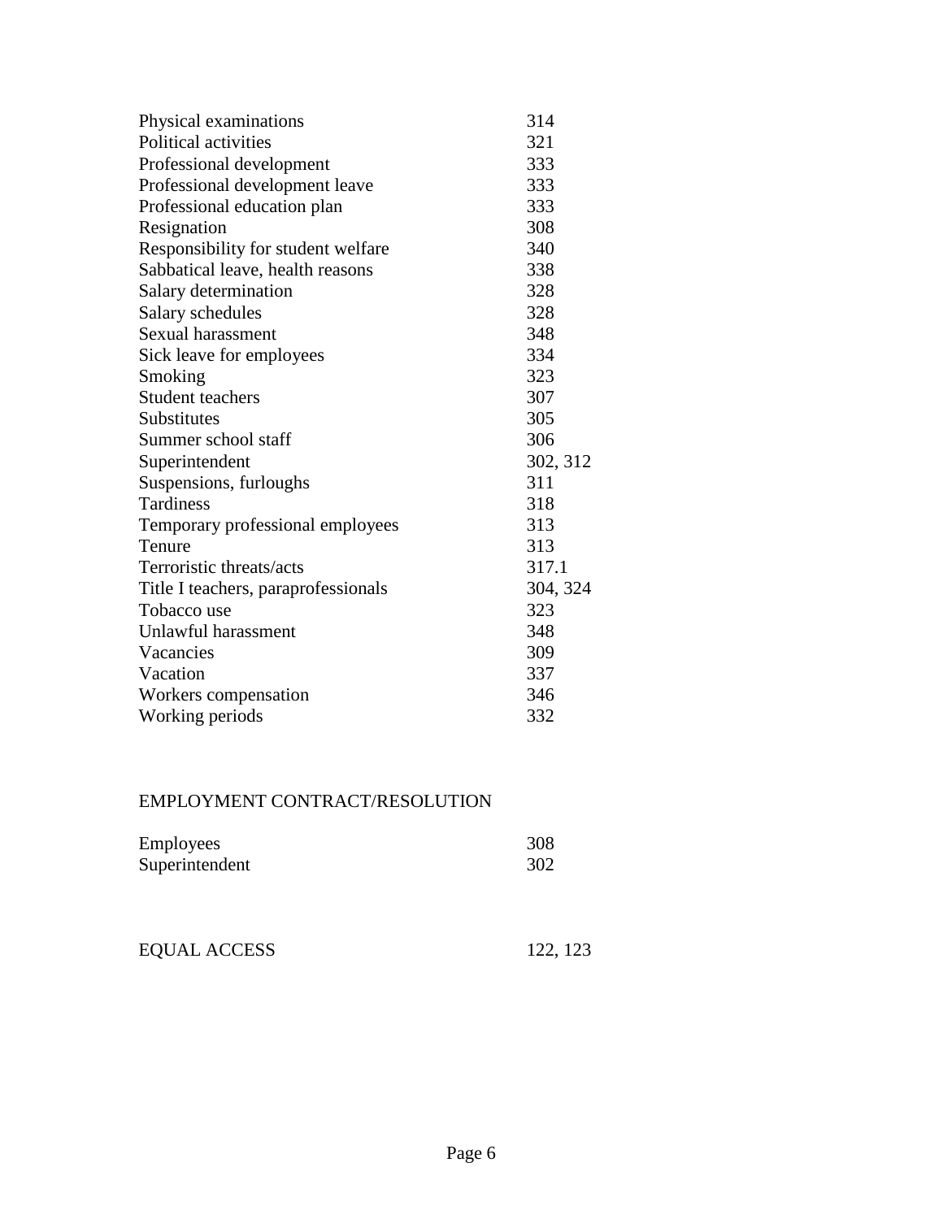| | |
|---|---|
| Physical examinations | 314 |
| Political activities | 321 |
| Professional development | 333 |
| Professional development leave | 333 |
| Professional education plan | 333 |
| Resignation | 308 |
| Responsibility for student welfare | 340 |
| Sabbatical leave, health reasons | 338 |
| Salary determination | 328 |
| Salary schedules | 328 |
| Sexual harassment | 348 |
| Sick leave for employees | 334 |
| Smoking | 323 |
| Student teachers | 307 |
| Substitutes | 305 |
| Summer school staff | 306 |
| Superintendent | 302, 312 |
| Suspensions, furloughs | 311 |
| Tardiness | 318 |
| Temporary professional employees | 313 |
| Tenure | 313 |
| Terroristic threats/acts | 317.1 |
| Title I teachers, paraprofessionals | 304, 324 |
| Tobacco use | 323 |
| Unlawful harassment | 348 |
| Vacancies | 309 |
| Vacation | 337 |
| Workers compensation | 346 |
| Working periods | 332 |

EMPLOYMENT CONTRACT/RESOLUTION

| | |
|---|---|
| Employees | 308 |
| Superintendent | 302 |

| | |
|---|---|
| EQUAL ACCESS | 122, 123 |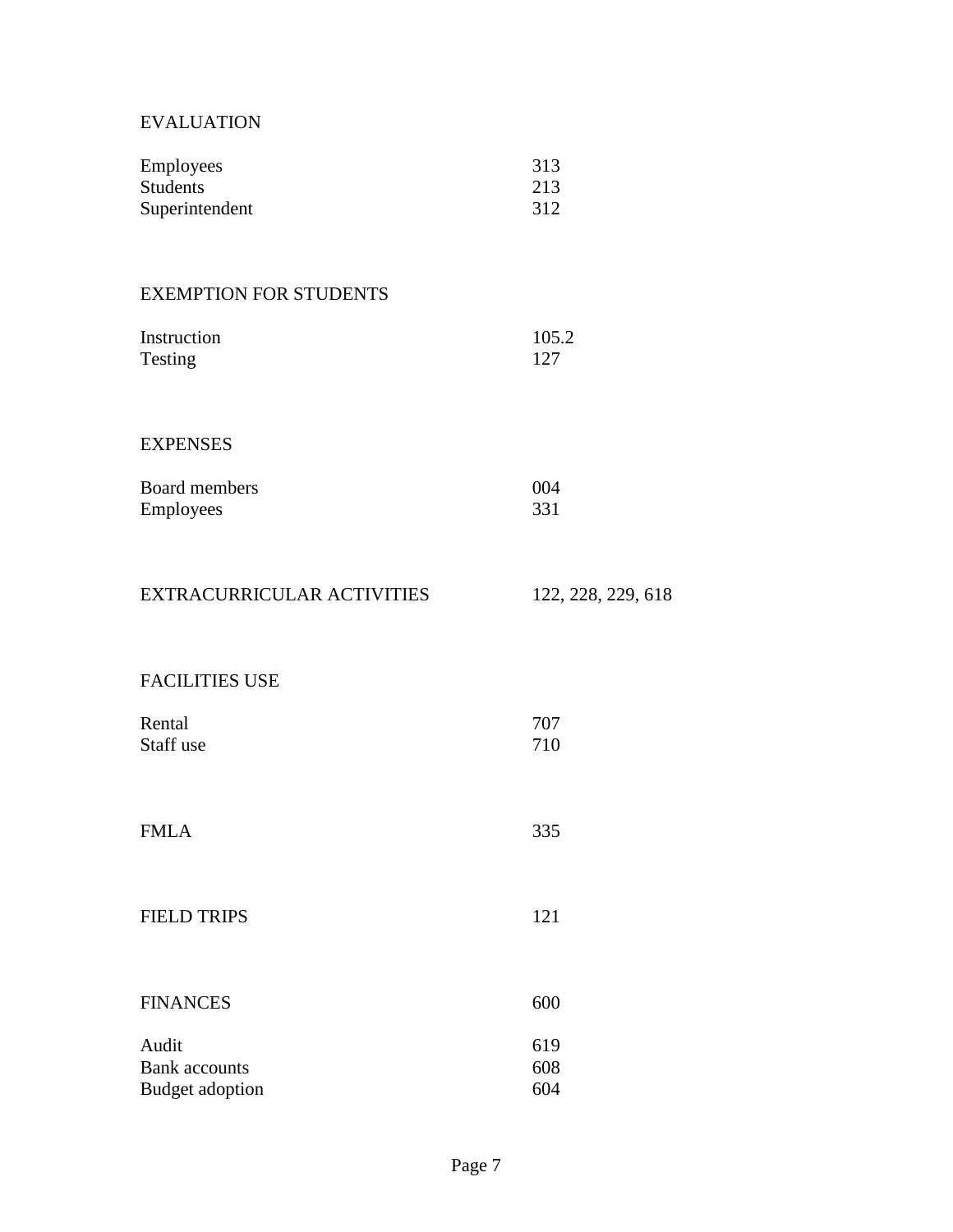EVALUATION

| | |
|---|---|
| Employees | 313 |
| Students | 213 |
| Superintendent | 312 |

EXEMPTION FOR STUDENTS

| | |
|---|---|
| Instruction | 105.2 |
| Testing | 127 |

EXPENSES

| | |
|---|---|
| Board members | 004 |
| Employees | 331 |

| | |
|---|---|
| EXTRACURRICULAR ACTIVITIES | 122, 228, 229, 618 |

FACILITIES USE

| | |
|---|---|
| Rental | 707 |
| Staff use | 710 |

| | |
|---|---|
| FMLA | 335 |

| | |
|---|---|
| FIELD TRIPS | 121 |

| | |
|---|---|
| FINANCES | 600 |
| Audit | 619 |
| Bank accounts | 608 |
| Budget adoption | 604 |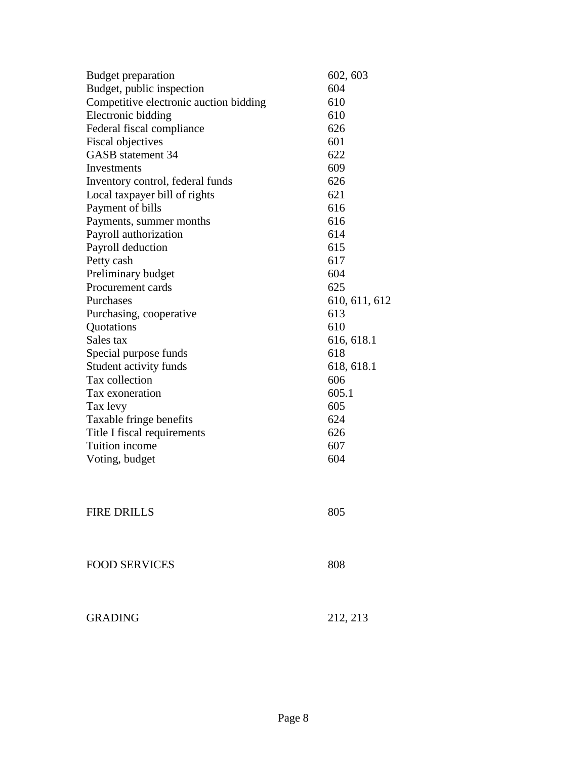| | |
|---|---|
| Budget preparation | 602, 603 |
| Budget, public inspection | 604 |
| Competitive electronic auction bidding | 610 |
| Electronic bidding | 610 |
| Federal fiscal compliance | 626 |
| Fiscal objectives | 601 |
| GASB statement 34 | 622 |
| Investments | 609 |
| Inventory control, federal funds | 626 |
| Local taxpayer bill of rights | 621 |
| Payment of bills | 616 |
| Payments, summer months | 616 |
| Payroll authorization | 614 |
| Payroll deduction | 615 |
| Petty cash | 617 |
| Preliminary budget | 604 |
| Procurement cards | 625 |
| Purchases | 610, 611, 612 |
| Purchasing, cooperative | 613 |
| Quotations | 610 |
| Sales tax | 616, 618.1 |
| Special purpose funds | 618 |
| Student activity funds | 618, 618.1 |
| Tax collection | 606 |
| Tax exoneration | 605.1 |
| Tax levy | 605 |
| Taxable fringe benefits | 624 |
| Title I fiscal requirements | 626 |
| Tuition income | 607 |
| Voting, budget | 604 |

| | |
|---|---|
| FIRE DRILLS | 805 |

| | |
|---|---|
| FOOD SERVICES | 808 |

| | |
|---|---|
| GRADING | 212, 213 |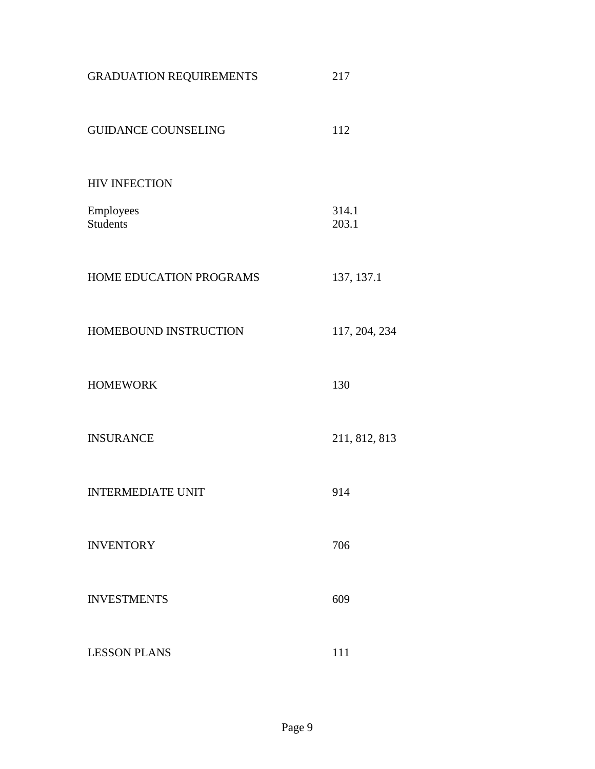| | |
|---|---|
| GRADUATION REQUIREMENTS | 217 |
| GUIDANCE COUNSELING | 112 |
| HIV INFECTION | |
| Employees | 314.1 |
| Students | 203.1 |
| HOME EDUCATION PROGRAMS | 137, 137.1 |
| HOMEBOUND INSTRUCTION | 117, 204, 234 |
| HOMEWORK | 130 |
| INSURANCE | 211, 812, 813 |
| INTERMEDIATE UNIT | 914 |
| INVENTORY | 706 |
| INVESTMENTS | 609 |
| LESSON PLANS | 111 |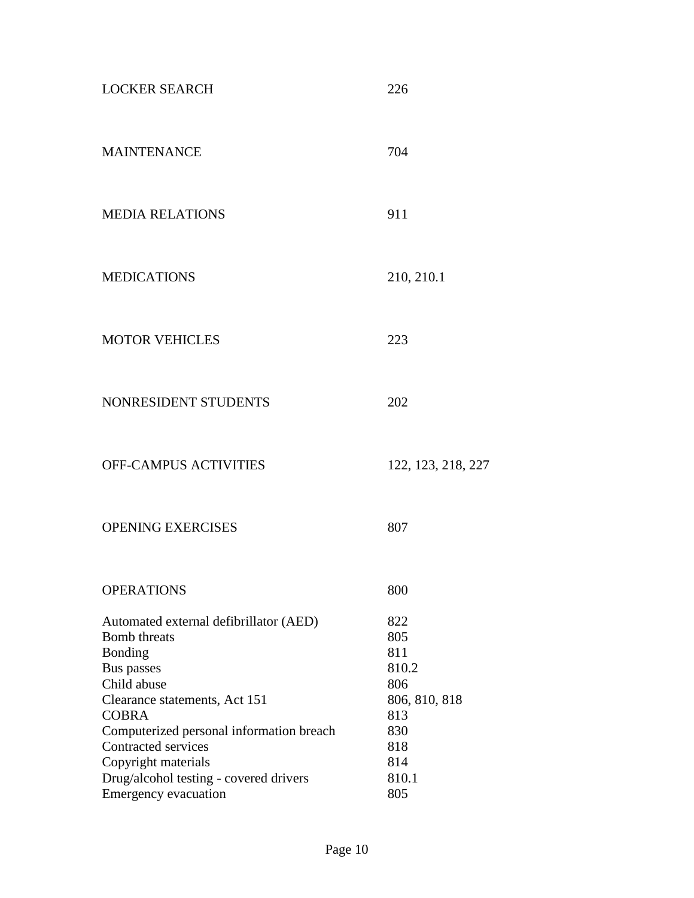| | |
|---|---|
| LOCKER SEARCH | 226 |
| MAINTENANCE | 704 |
| MEDIA RELATIONS | 911 |
| MEDICATIONS | 210, 210.1 |
| MOTOR VEHICLES | 223 |
| NONRESIDENT STUDENTS | 202 |
| OFF-CAMPUS ACTIVITIES | 122, 123, 218, 227 |
| OPENING EXERCISES | 807 |
| OPERATIONS | 800 |
| Automated external defibrillator (AED) | 822 |
| Bomb threats | 805 |
| Bonding | 811 |
| Bus passes | 810.2 |
| Child abuse | 806 |
| Clearance statements, Act 151 | 806, 810, 818 |
| COBRA | 813 |
| Computerized personal information breach | 830 |
| Contracted services | 818 |
| Copyright materials | 814 |
| Drug/alcohol testing - covered drivers | 810.1 |
| Emergency evacuation | 805 |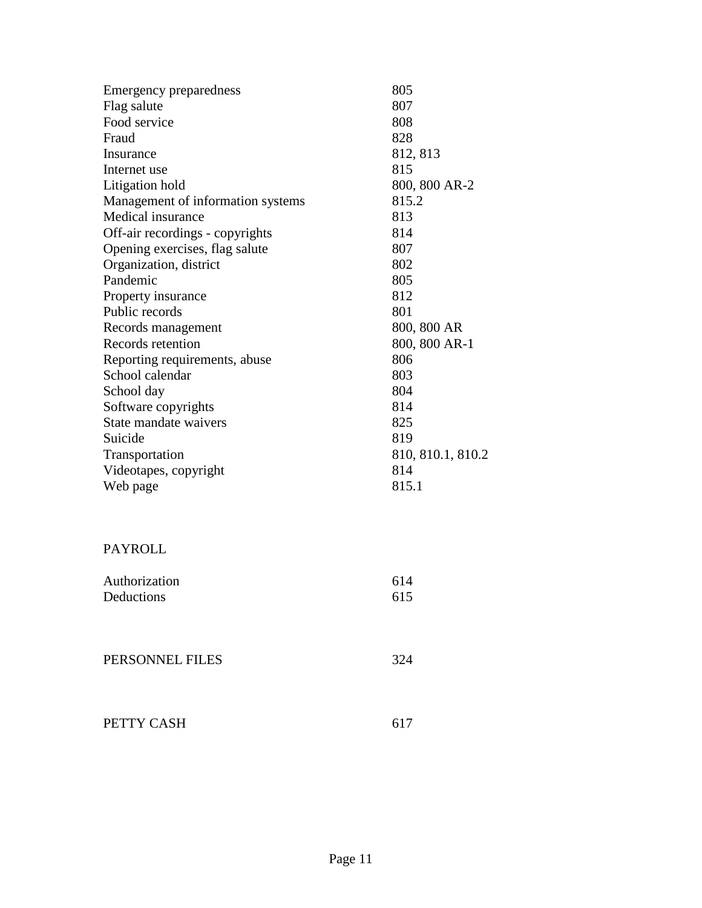| | |
|---|---|
| Emergency preparedness | 805 |
| Flag salute | 807 |
| Food service | 808 |
| Fraud | 828 |
| Insurance | 812, 813 |
| Internet use | 815 |
| Litigation hold | 800, 800 AR-2 |
| Management of information systems | 815.2 |
| Medical insurance | 813 |
| Off-air recordings - copyrights | 814 |
| Opening exercises, flag salute | 807 |
| Organization, district | 802 |
| Pandemic | 805 |
| Property insurance | 812 |
| Public records | 801 |
| Records management | 800, 800 AR |
| Records retention | 800, 800 AR-1 |
| Reporting requirements, abuse | 806 |
| School calendar | 803 |
| School day | 804 |
| Software copyrights | 814 |
| State mandate waivers | 825 |
| Suicide | 819 |
| Transportation | 810, 810.1, 810.2 |
| Videotapes, copyright | 814 |
| Web page | 815.1 |

PAYROLL

| | |
|---|---|
| Authorization | 614 |
| Deductions | 615 |

| | |
|---|---|
| PERSONNEL FILES | 324 |

| | |
|---|---|
| PETTY CASH | 617 |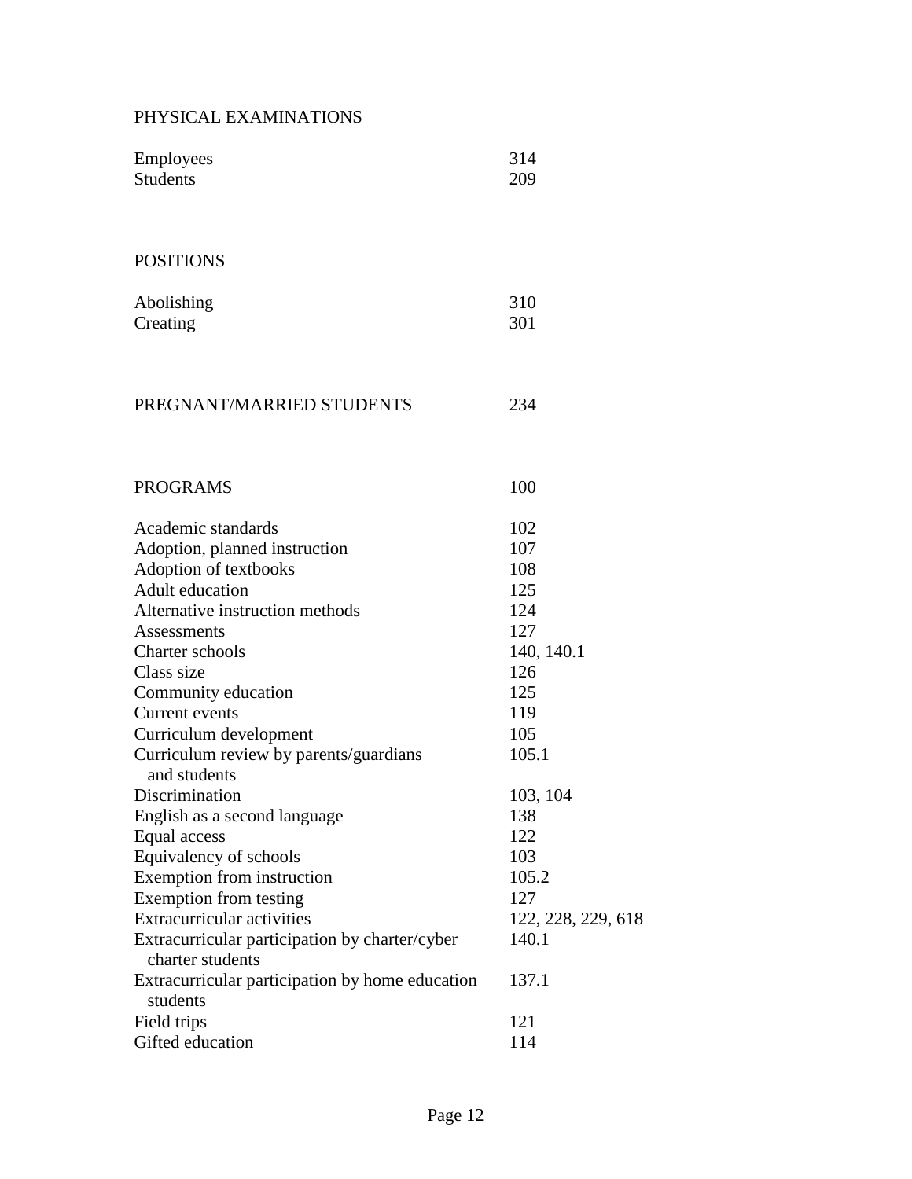## PHYSICAL EXAMINATIONS

| | |
|---|---|
| Employees | 314 |
| Students | 209 |

## POSITIONS

| | |
|---|---|
| Abolishing | 310 |
| Creating | 301 |

## PREGNANT/MARRIED STUDENTS 234

## PROGRAMS 100

| | |
|---|---|
| Academic standards | 102 |
| Adoption, planned instruction | 107 |
| Adoption of textbooks | 108 |
| Adult education | 125 |
| Alternative instruction methods | 124 |
| Assessments | 127 |
| Charter schools | 140, 140.1 |
| Class size | 126 |
| Community education | 125 |
| Current events | 119 |
| Curriculum development | 105 |
| Curriculum review by parents/guardians and students | 105.1 |
| Discrimination | 103, 104 |
| English as a second language | 138 |
| Equal access | 122 |
| Equivalency of schools | 103 |
| Exemption from instruction | 105.2 |
| Exemption from testing | 127 |
| Extracurricular activities | 122, 228, 229, 618 |
| Extracurricular participation by charter/cyber charter students | 140.1 |
| Extracurricular participation by home education students | 137.1 |
| Field trips | 121 |
| Gifted education | 114 |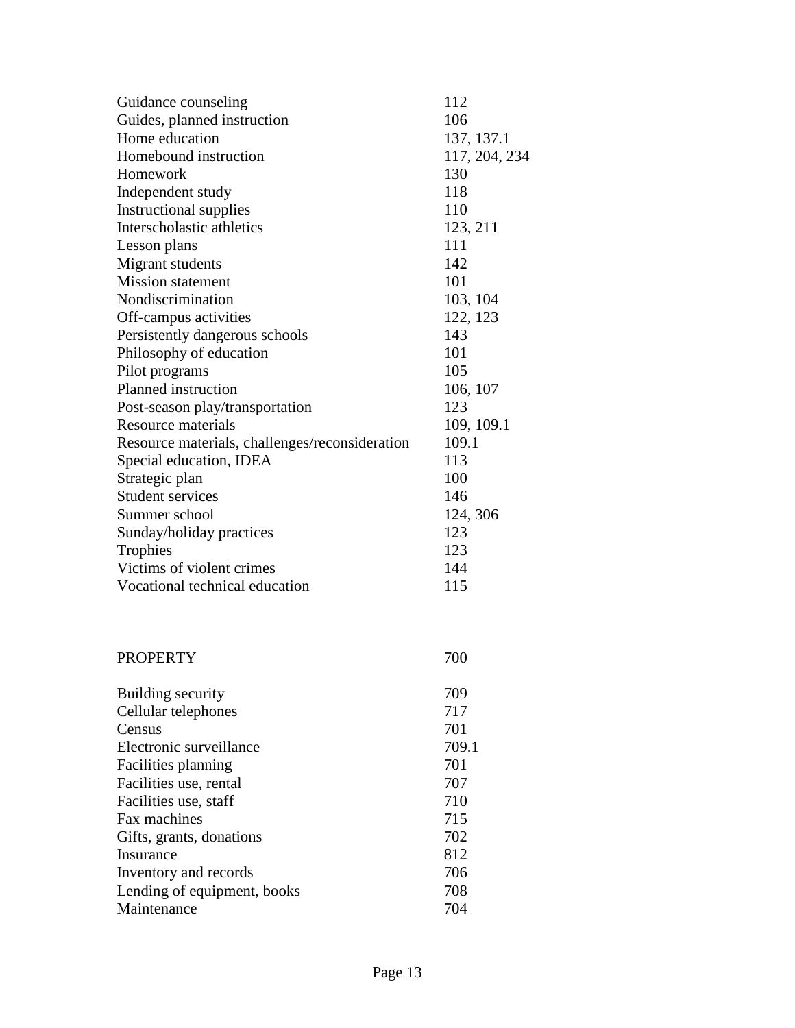| | |
|---|---|
| Guidance counseling | 112 |
| Guides, planned instruction | 106 |
| Home education | 137, 137.1 |
| Homebound instruction | 117, 204, 234 |
| Homework | 130 |
| Independent study | 118 |
| Instructional supplies | 110 |
| Interscholastic athletics | 123, 211 |
| Lesson plans | 111 |
| Migrant students | 142 |
| Mission statement | 101 |
| Nondiscrimination | 103, 104 |
| Off-campus activities | 122, 123 |
| Persistently dangerous schools | 143 |
| Philosophy of education | 101 |
| Pilot programs | 105 |
| Planned instruction | 106, 107 |
| Post-season play/transportation | 123 |
| Resource materials | 109, 109.1 |
| Resource materials, challenges/reconsideration | 109.1 |
| Special education, IDEA | 113 |
| Strategic plan | 100 |
| Student services | 146 |
| Summer school | 124, 306 |
| Sunday/holiday practices | 123 |
| Trophies | 123 |
| Victims of violent crimes | 144 |
| Vocational technical education | 115 |

| PROPERTY | 700 |
|---|---|
| Building security | 709 |
| Cellular telephones | 717 |
| Census | 701 |
| Electronic surveillance | 709.1 |
| Facilities planning | 701 |
| Facilities use, rental | 707 |
| Facilities use, staff | 710 |
| Fax machines | 715 |
| Gifts, grants, donations | 702 |
| Insurance | 812 |
| Inventory and records | 706 |
| Lending of equipment, books | 708 |
| Maintenance | 704 |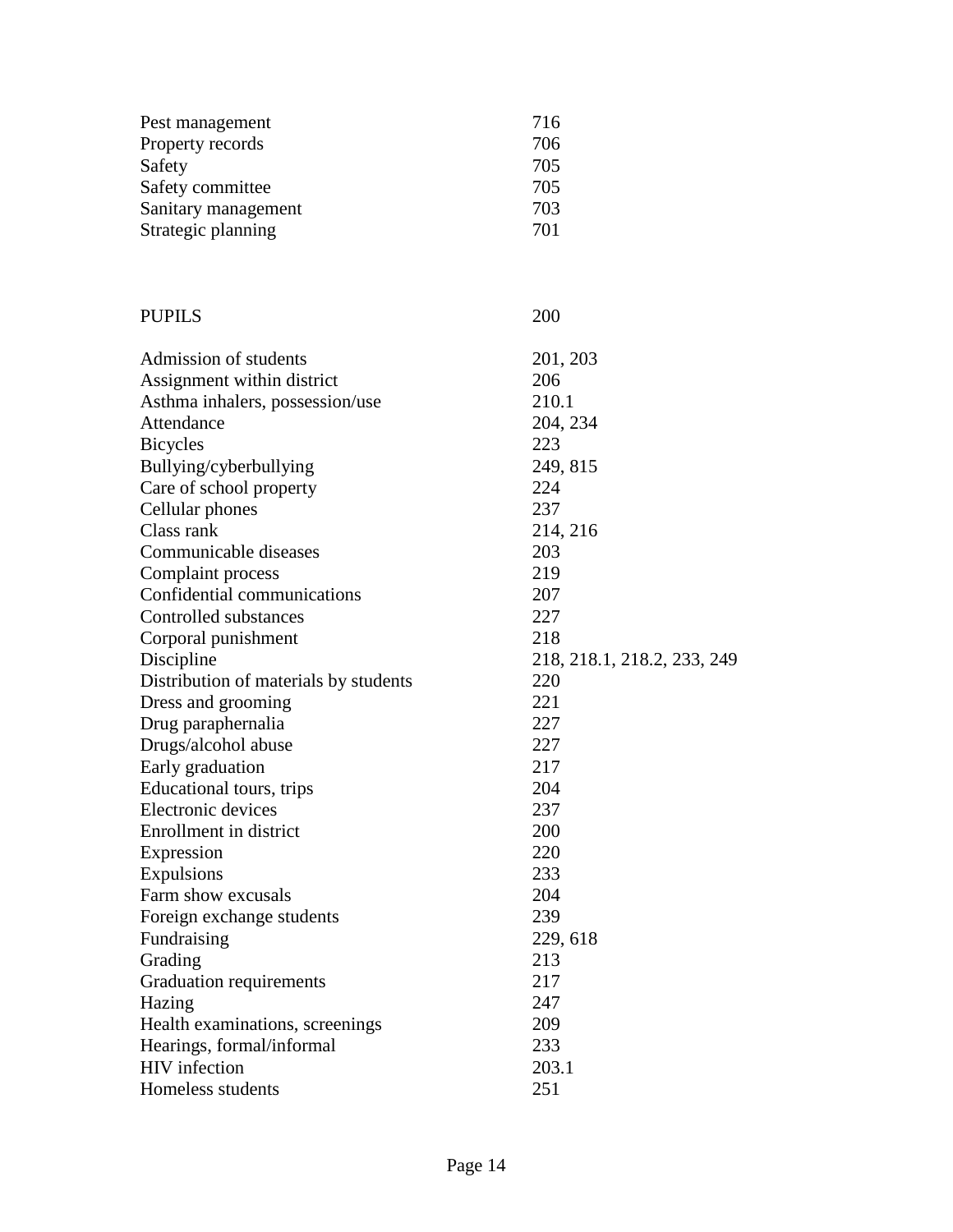| | |
|---|---|
| Pest management | 716 |
| Property records | 706 |
| Safety | 705 |
| Safety committee | 705 |
| Sanitary management | 703 |
| Strategic planning | 701 |

| PUPILS | 200 |
|---|---|
| Admission of students | 201, 203 |
| Assignment within district | 206 |
| Asthma inhalers, possession/use | 210.1 |
| Attendance | 204, 234 |
| Bicycles | 223 |
| Bullying/cyberbullying | 249, 815 |
| Care of school property | 224 |
| Cellular phones | 237 |
| Class rank | 214, 216 |
| Communicable diseases | 203 |
| Complaint process | 219 |
| Confidential communications | 207 |
| Controlled substances | 227 |
| Corporal punishment | 218 |
| Discipline | 218, 218.1, 218.2, 233, 249 |
| Distribution of materials by students | 220 |
| Dress and grooming | 221 |
| Drug paraphernalia | 227 |
| Drugs/alcohol abuse | 227 |
| Early graduation | 217 |
| Educational tours, trips | 204 |
| Electronic devices | 237 |
| Enrollment in district | 200 |
| Expression | 220 |
| Expulsions | 233 |
| Farm show excusals | 204 |
| Foreign exchange students | 239 |
| Fundraising | 229, 618 |
| Grading | 213 |
| Graduation requirements | 217 |
| Hazing | 247 |
| Health examinations, screenings | 209 |
| Hearings, formal/informal | 233 |
| HIV infection | 203.1 |
| Homeless students | 251 |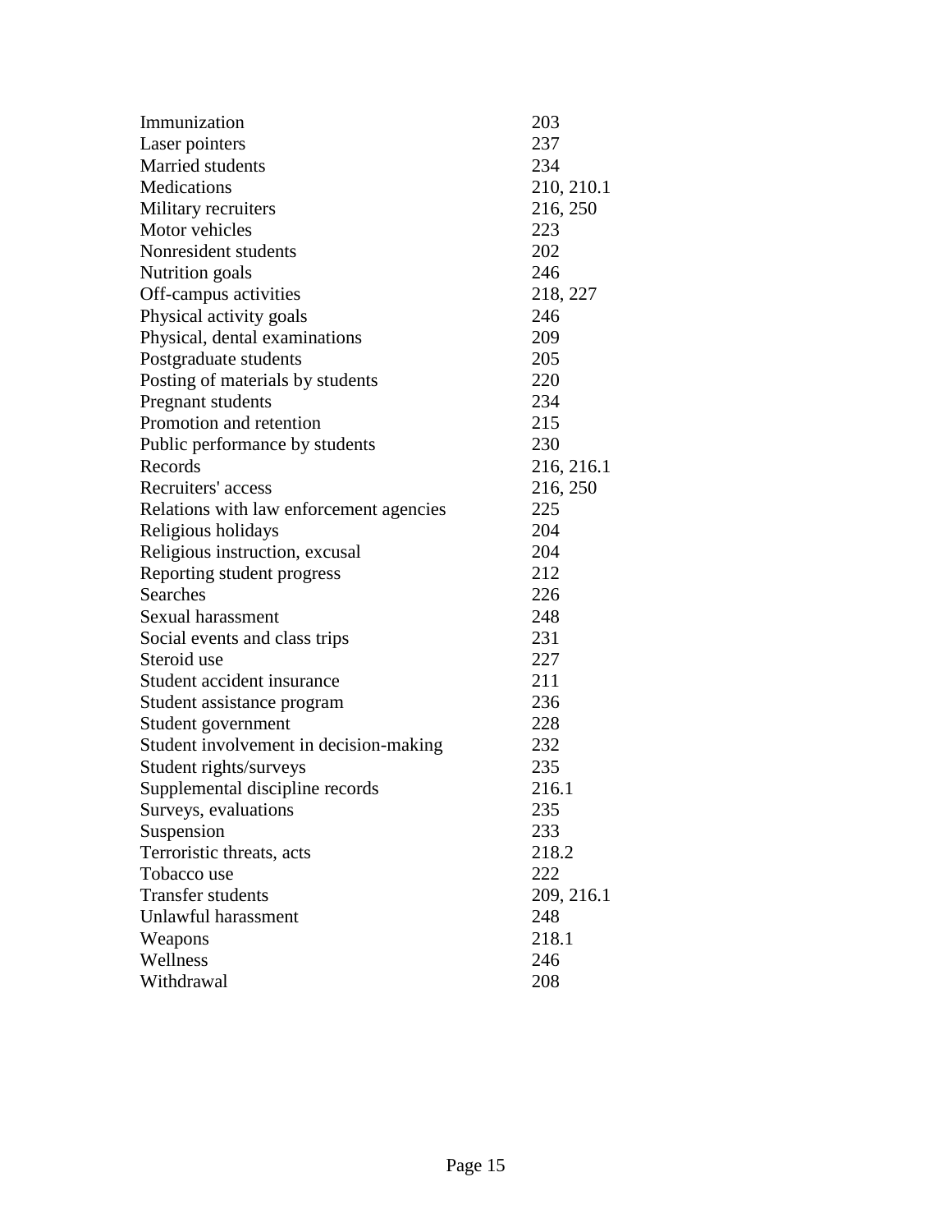| | |
|---|---|
| Immunization | 203 |
| Laser pointers | 237 |
| Married students | 234 |
| Medications | 210, 210.1 |
| Military recruiters | 216, 250 |
| Motor vehicles | 223 |
| Nonresident students | 202 |
| Nutrition goals | 246 |
| Off-campus activities | 218, 227 |
| Physical activity goals | 246 |
| Physical, dental examinations | 209 |
| Postgraduate students | 205 |
| Posting of materials by students | 220 |
| Pregnant students | 234 |
| Promotion and retention | 215 |
| Public performance by students | 230 |
| Records | 216, 216.1 |
| Recruiters' access | 216, 250 |
| Relations with law enforcement agencies | 225 |
| Religious holidays | 204 |
| Religious instruction, excusal | 204 |
| Reporting student progress | 212 |
| Searches | 226 |
| Sexual harassment | 248 |
| Social events and class trips | 231 |
| Steroid use | 227 |
| Student accident insurance | 211 |
| Student assistance program | 236 |
| Student government | 228 |
| Student involvement in decision-making | 232 |
| Student rights/surveys | 235 |
| Supplemental discipline records | 216.1 |
| Surveys, evaluations | 235 |
| Suspension | 233 |
| Terroristic threats, acts | 218.2 |
| Tobacco use | 222 |
| Transfer students | 209, 216.1 |
| Unlawful harassment | 248 |
| Weapons | 218.1 |
| Wellness | 246 |
| Withdrawal | 208 |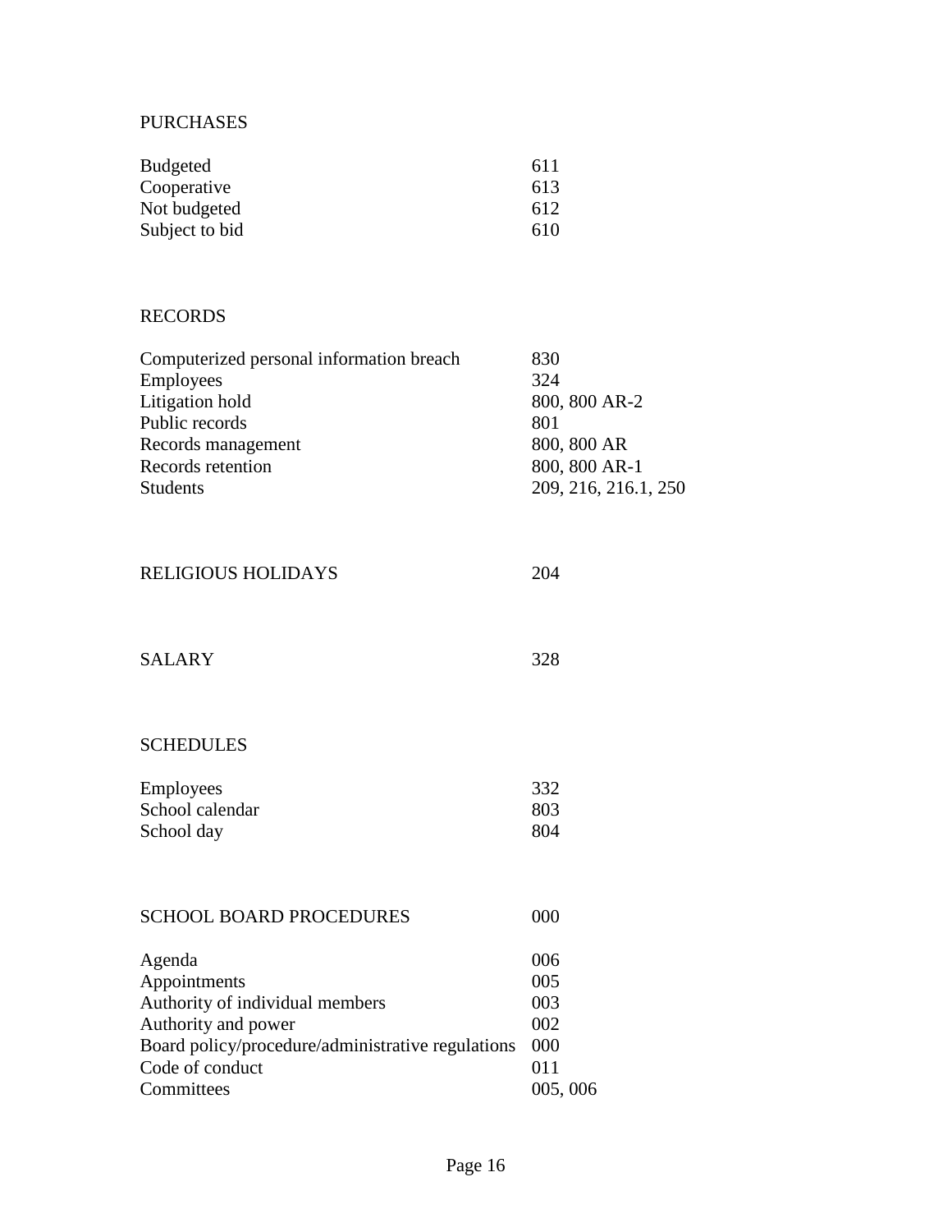PURCHASES

| | |
|---|---|
| Budgeted | 611 |
| Cooperative | 613 |
| Not budgeted | 612 |
| Subject to bid | 610 |

RECORDS

| | |
|---|---|
| Computerized personal information breach | 830 |
| Employees | 324 |
| Litigation hold | 800, 800 AR-2 |
| Public records | 801 |
| Records management | 800, 800 AR |
| Records retention | 800, 800 AR-1 |
| Students | 209, 216, 216.1, 250 |

| | |
|---|---|
| RELIGIOUS HOLIDAYS | 204 |

| | |
|---|---|
| SALARY | 328 |

SCHEDULES

| | |
|---|---|
| Employees | 332 |
| School calendar | 803 |
| School day | 804 |

| | |
|---|---|
| SCHOOL BOARD PROCEDURES | 000 |
| Agenda | 006 |
| Appointments | 005 |
| Authority of individual members | 003 |
| Authority and power | 002 |
| Board policy/procedure/administrative regulations | 000 |
| Code of conduct | 011 |
| Committees | 005, 006 |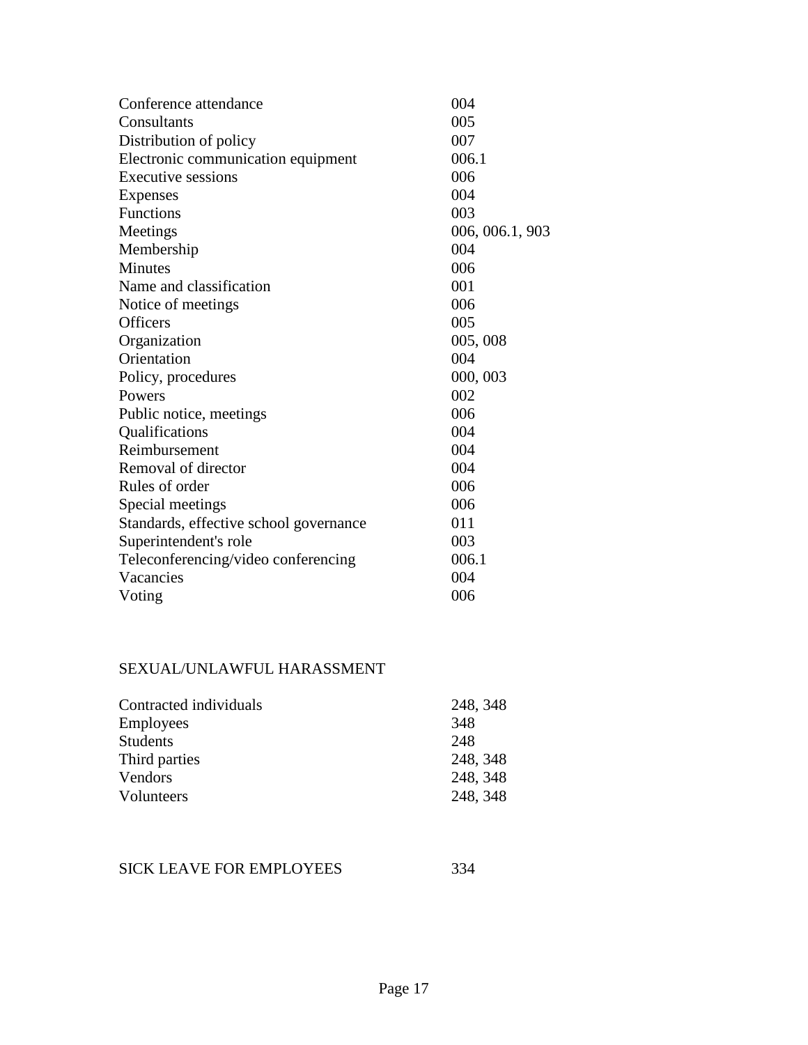| | |
|---|---|
| Conference attendance | 004 |
| Consultants | 005 |
| Distribution of policy | 007 |
| Electronic communication equipment | 006.1 |
| Executive sessions | 006 |
| Expenses | 004 |
| Functions | 003 |
| Meetings | 006, 006.1, 903 |
| Membership | 004 |
| Minutes | 006 |
| Name and classification | 001 |
| Notice of meetings | 006 |
| Officers | 005 |
| Organization | 005, 008 |
| Orientation | 004 |
| Policy, procedures | 000, 003 |
| Powers | 002 |
| Public notice, meetings | 006 |
| Qualifications | 004 |
| Reimbursement | 004 |
| Removal of director | 004 |
| Rules of order | 006 |
| Special meetings | 006 |
| Standards, effective school governance | 011 |
| Superintendent's role | 003 |
| Teleconferencing/video conferencing | 006.1 |
| Vacancies | 004 |
| Voting | 006 |

SEXUAL/UNLAWFUL HARASSMENT

| | |
|---|---|
| Contracted individuals | 248, 348 |
| Employees | 348 |
| Students | 248 |
| Third parties | 248, 348 |
| Vendors | 248, 348 |
| Volunteers | 248, 348 |

SICK LEAVE FOR EMPLOYEES 334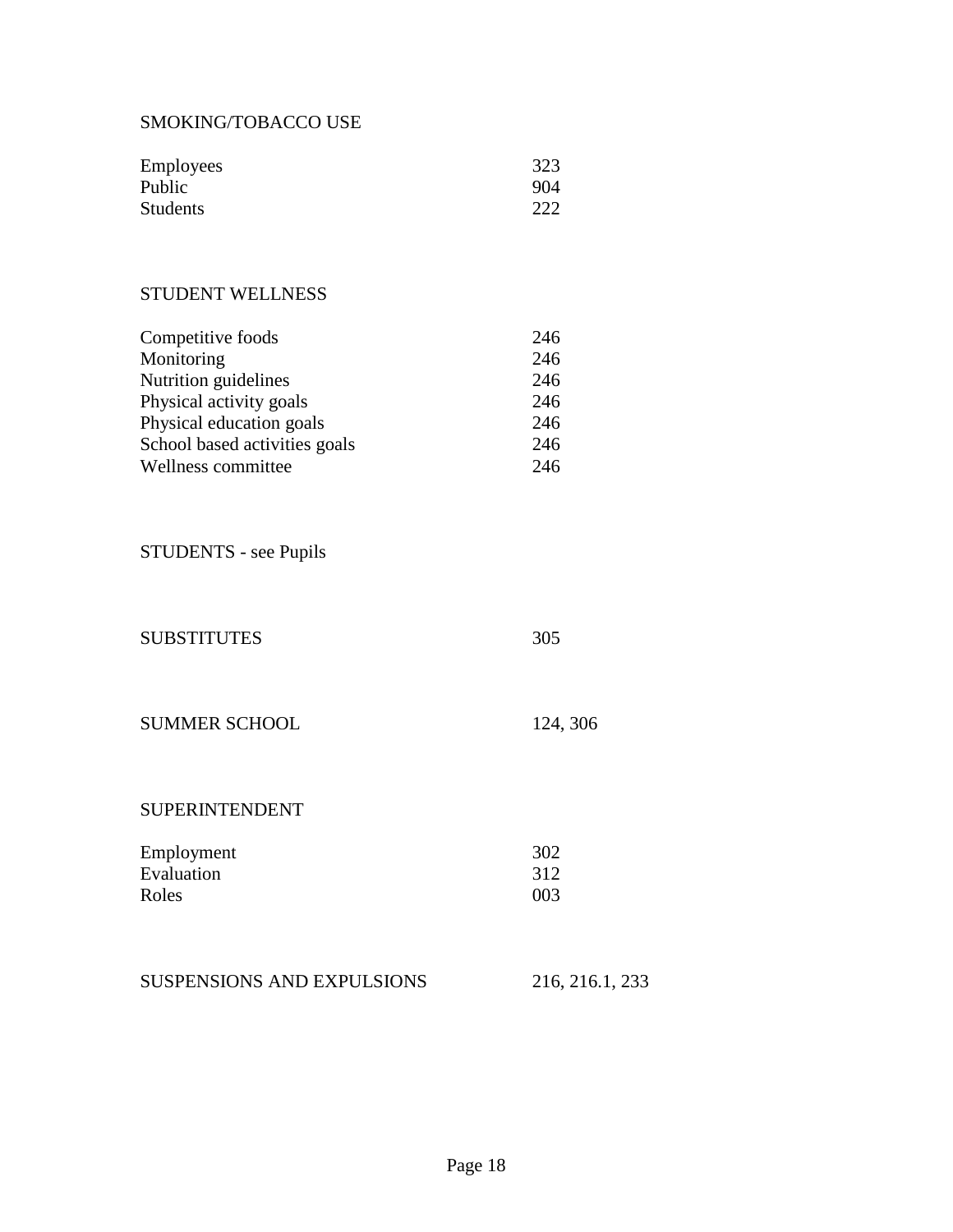SMOKING/TOBACCO USE

| | |
|---|---|
| Employees | 323 |
| Public | 904 |
| Students | 222 |

STUDENT WELLNESS

| | |
|---|---|
| Competitive foods | 246 |
| Monitoring | 246 |
| Nutrition guidelines | 246 |
| Physical activity goals | 246 |
| Physical education goals | 246 |
| School based activities goals | 246 |
| Wellness committee | 246 |

STUDENTS - see Pupils

| | |
|---|---|
| SUBSTITUTES | 305 |

| | |
|---|---|
| SUMMER SCHOOL | 124, 306 |

SUPERINTENDENT

| | |
|---|---|
| Employment | 302 |
| Evaluation | 312 |
| Roles | 003 |

| | |
|---|---|
| SUSPENSIONS AND EXPULSIONS | 216, 216.1, 233 |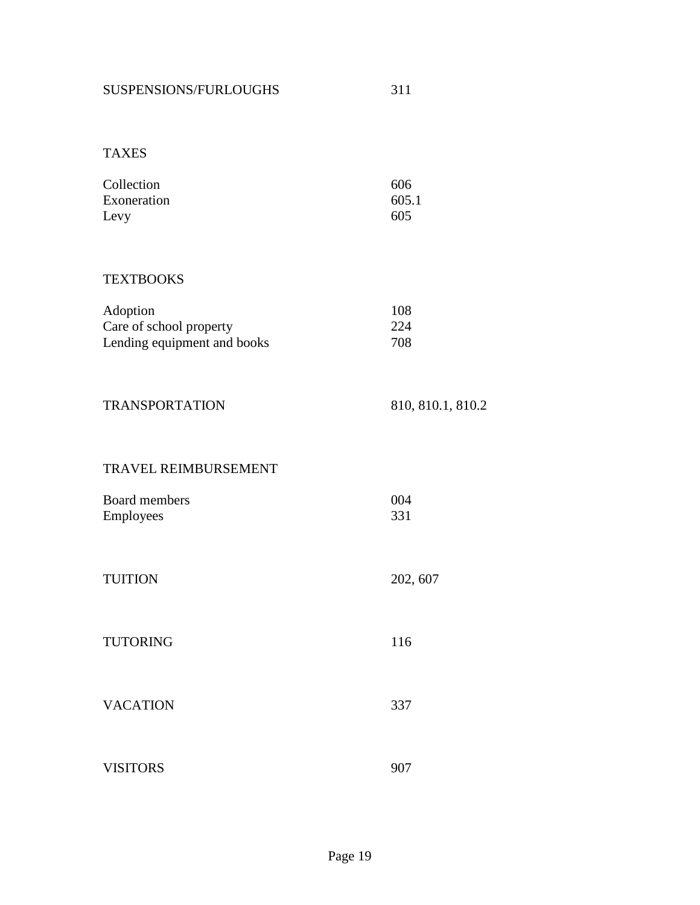| | |
|---|---|
| SUSPENSIONS/FURLOUGHS | 311 |
| | |
| TAXES | |
| Collection | 606 |
| Exoneration | 605.1 |
| Levy | 605 |
| | |
| TEXTBOOKS | |
| Adoption | 108 |
| Care of school property | 224 |
| Lending equipment and books | 708 |
| | |
| TRANSPORTATION | 810, 810.1, 810.2 |
| | |
| TRAVEL REIMBURSEMENT | |
| Board members | 004 |
| Employees | 331 |
| | |
| TUITION | 202, 607 |
| | |
| TUTORING | 116 |
| | |
| VACATION | 337 |
| | |
| VISITORS | 907 |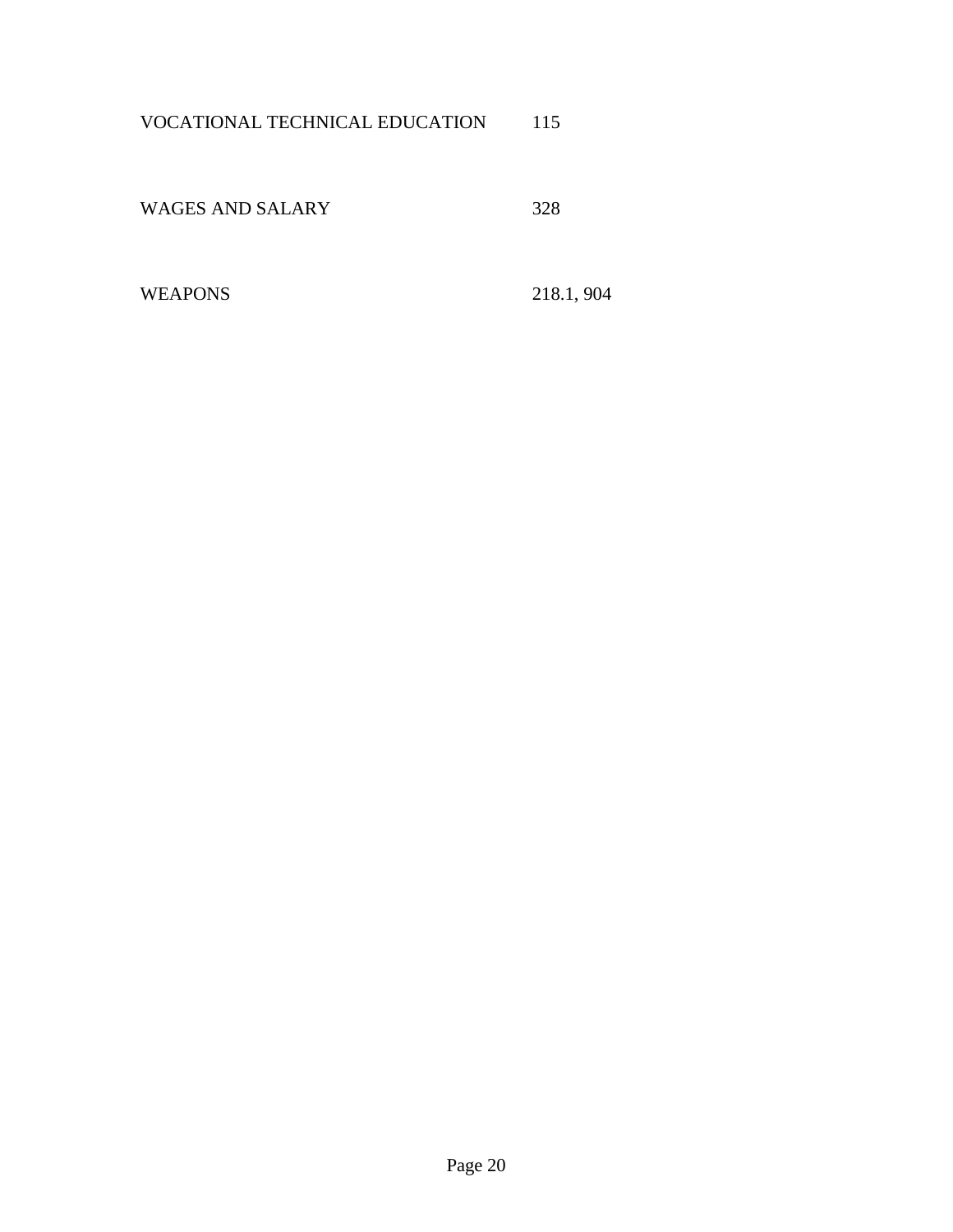| | |
|---|---|
| VOCATIONAL TECHNICAL EDUCATION | 115 |
| WAGES AND SALARY | 328 |
| WEAPONS | 218.1, 904 |